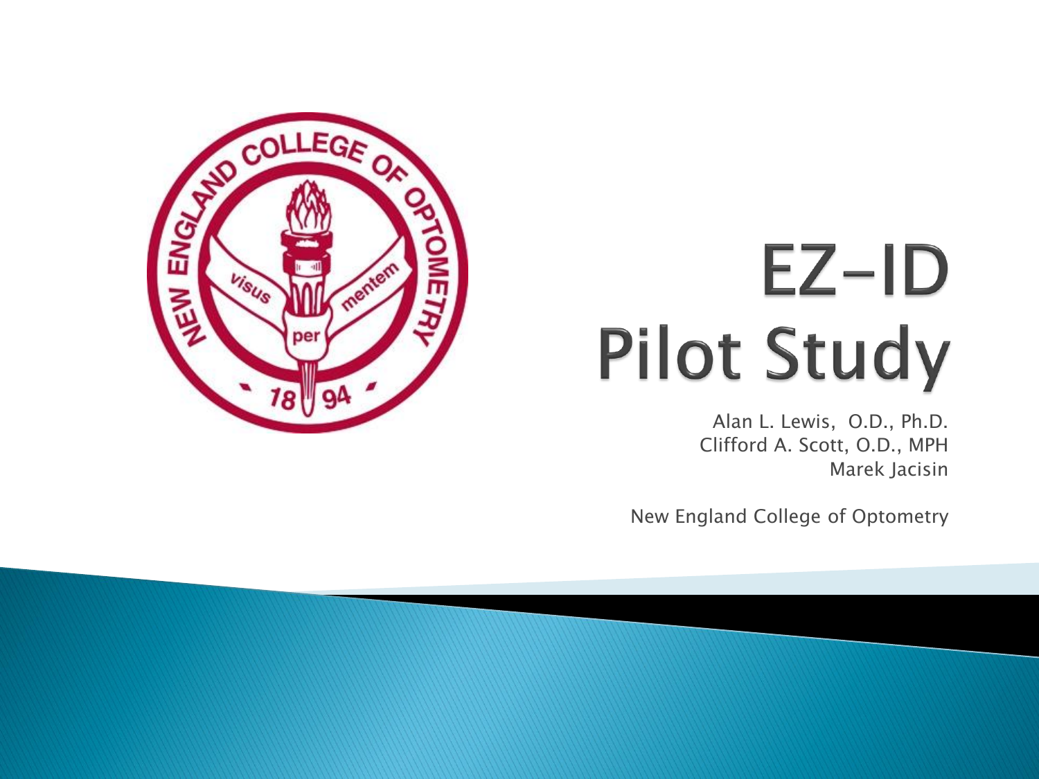# EZ-ID Pilot Study

Alan L. Lewis, O.D., Ph.D.
Clifford A. Scott, O.D., MPH
Marek Jacisin

New England College of Optometry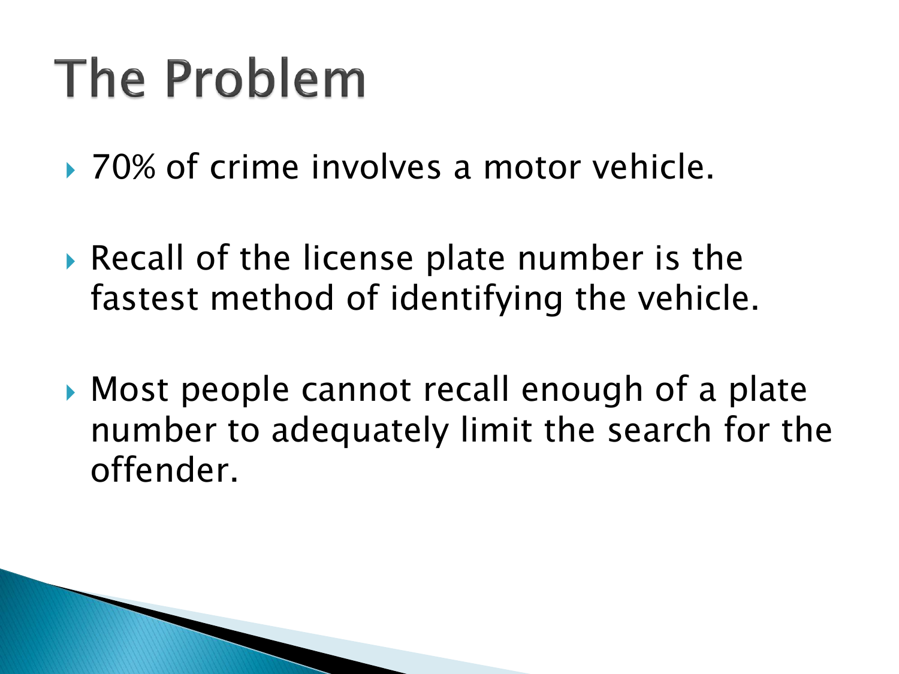# The Problem

- 70% of crime involves a motor vehicle.
- Recall of the license plate number is the fastest method of identifying the vehicle.
- Most people cannot recall enough of a plate number to adequately limit the search for the offender.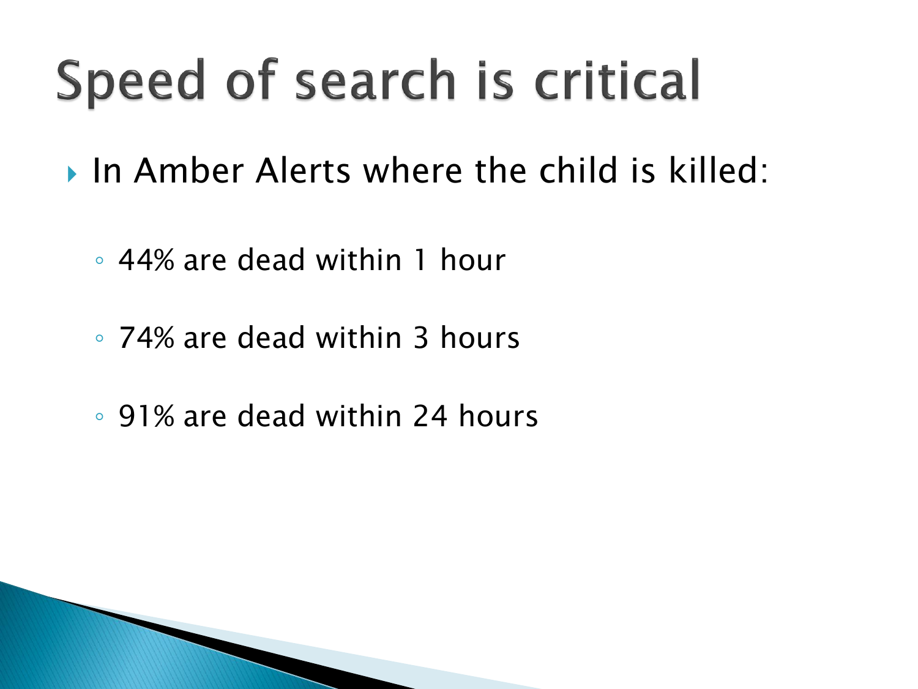# Speed of search is critical

- In Amber Alerts where the child is killed:
  - 44% are dead within 1 hour
  - 74% are dead within 3 hours
  - 91% are dead within 24 hours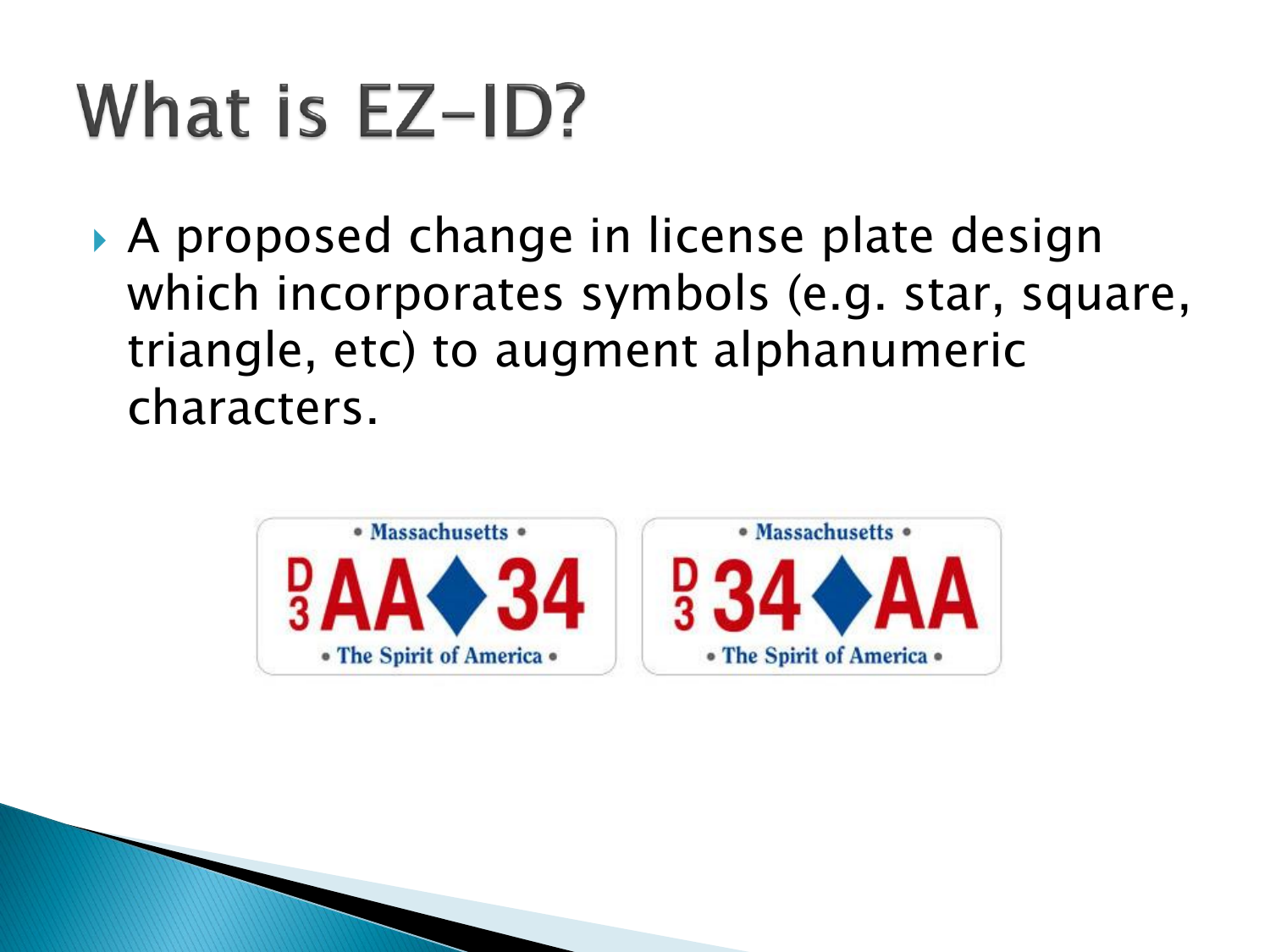# What is EZ-ID?

- A proposed change in license plate design which incorporates symbols (e.g. star, square, triangle, etc) to augment alphanumeric characters.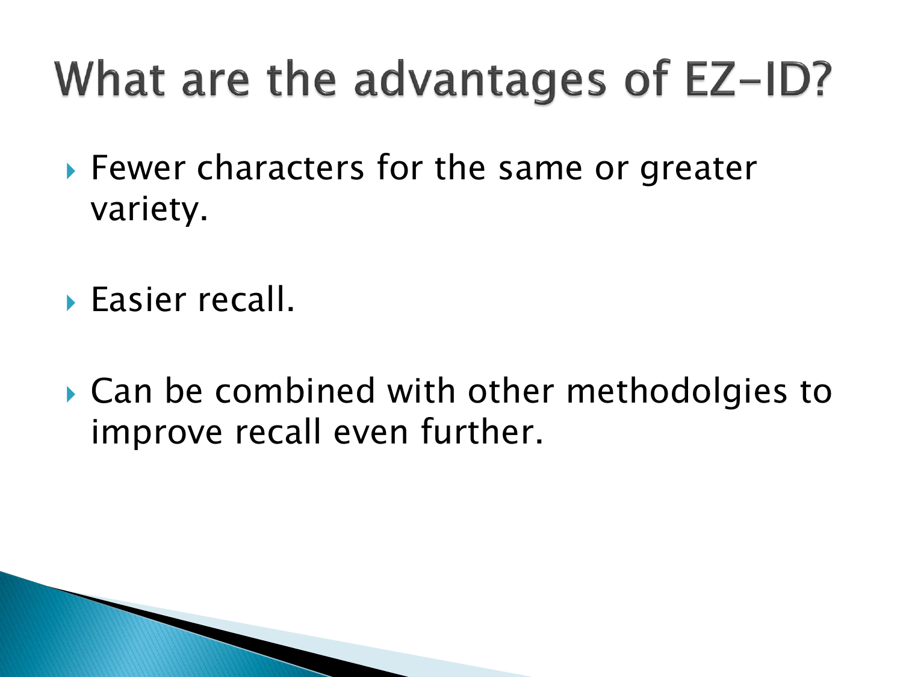# What are the advantages of EZ-ID?

- Fewer characters for the same or greater variety.
- Easier recall.
- Can be combined with other methodolgies to improve recall even further.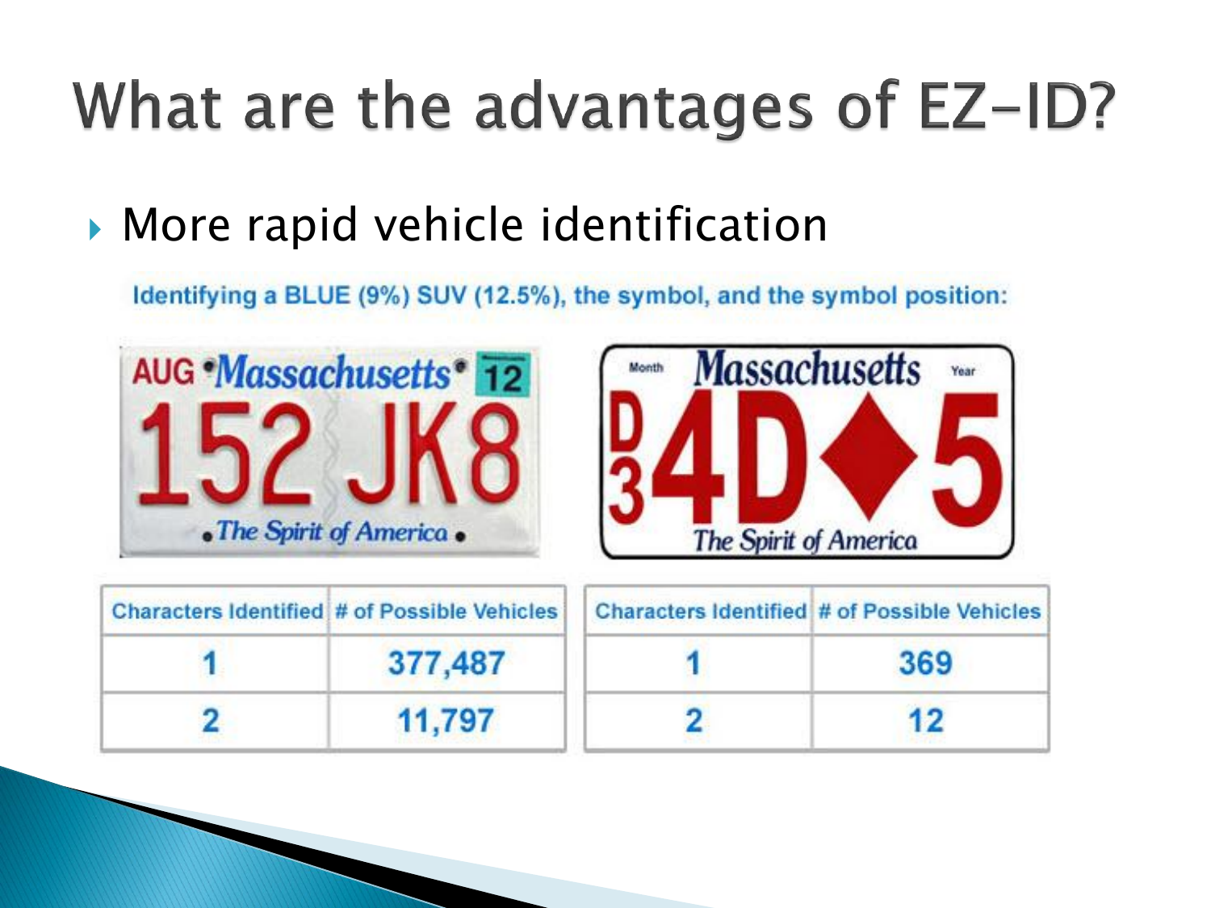# What are the advantages of EZ-ID?

- More rapid vehicle identification

Identifying a BLUE (9%) SUV (12.5%), the symbol, and the symbol position:

| Characters Identified | # of Possible Vehicles |
|---|---|
| 1 | 377,487 |
| 2 | 11,797 |

| Characters Identified | # of Possible Vehicles |
|---|---|
| 1 | 369 |
| 2 | 12 |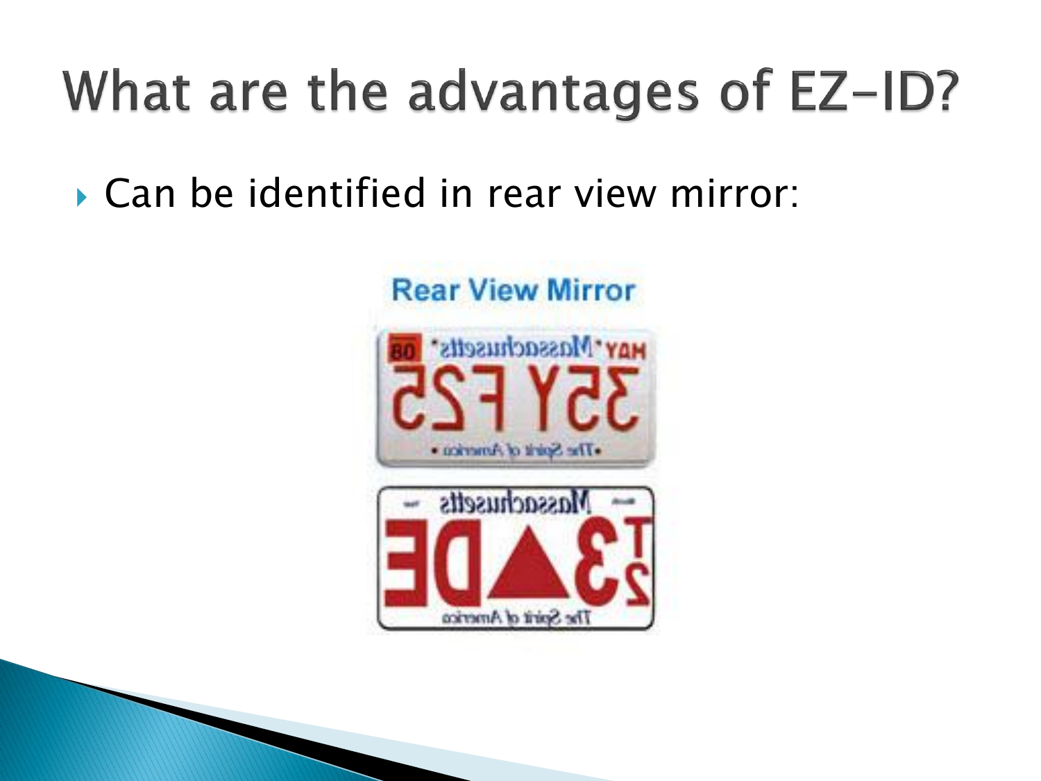# What are the advantages of EZ-ID?

- Can be identified in rear view mirror:

Rear View Mirror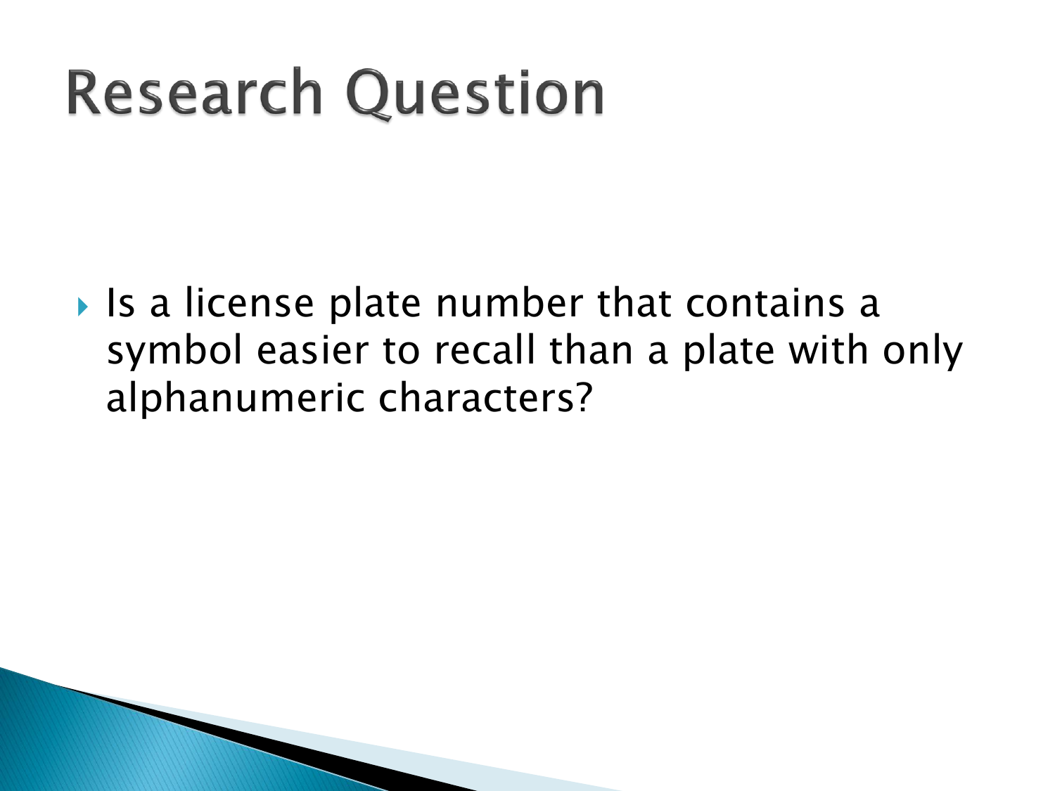# Research Question

- Is a license plate number that contains a symbol easier to recall than a plate with only alphanumeric characters?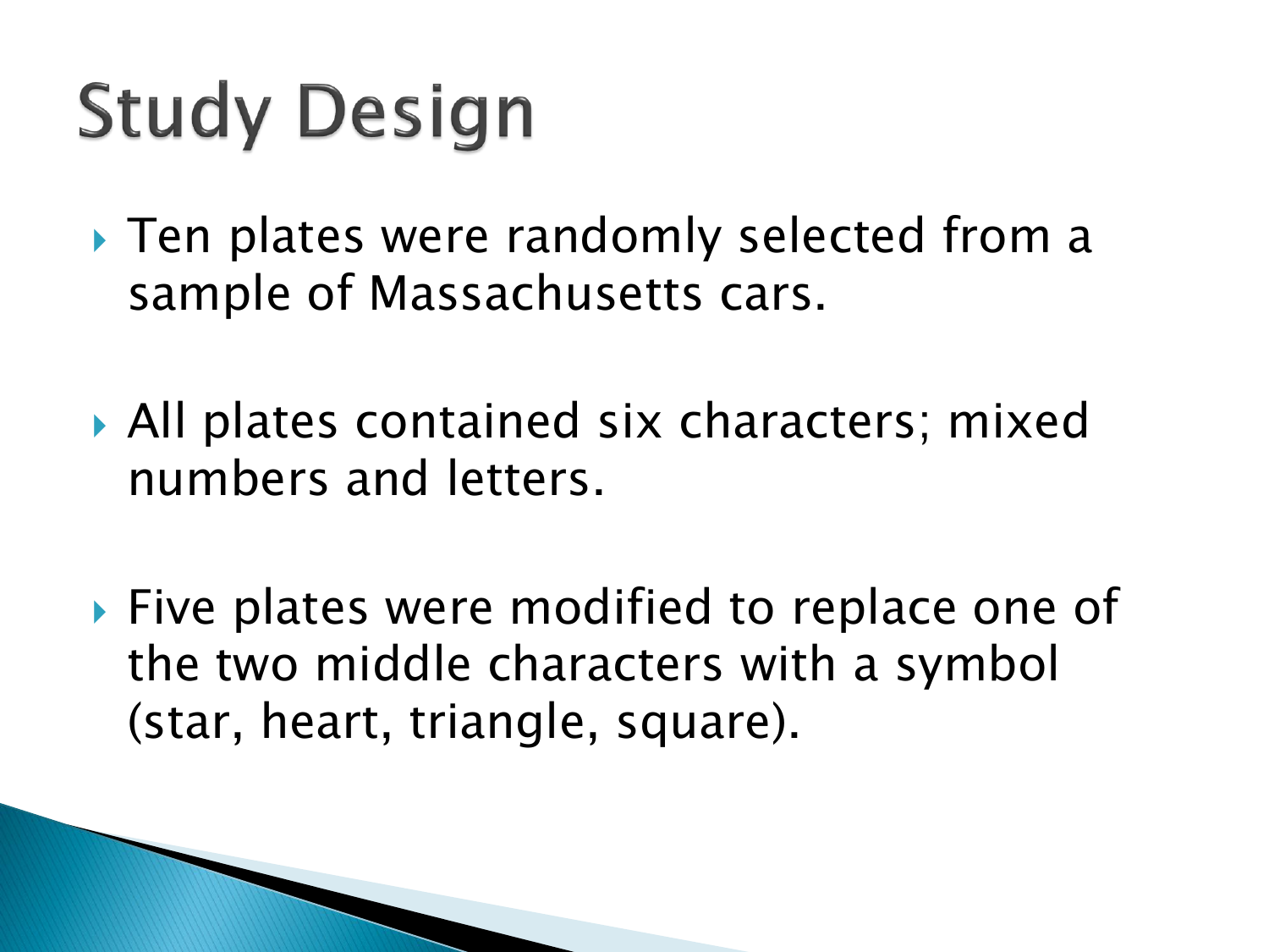# Study Design

- Ten plates were randomly selected from a sample of Massachusetts cars.
- All plates contained six characters; mixed numbers and letters.
- Five plates were modified to replace one of the two middle characters with a symbol (star, heart, triangle, square).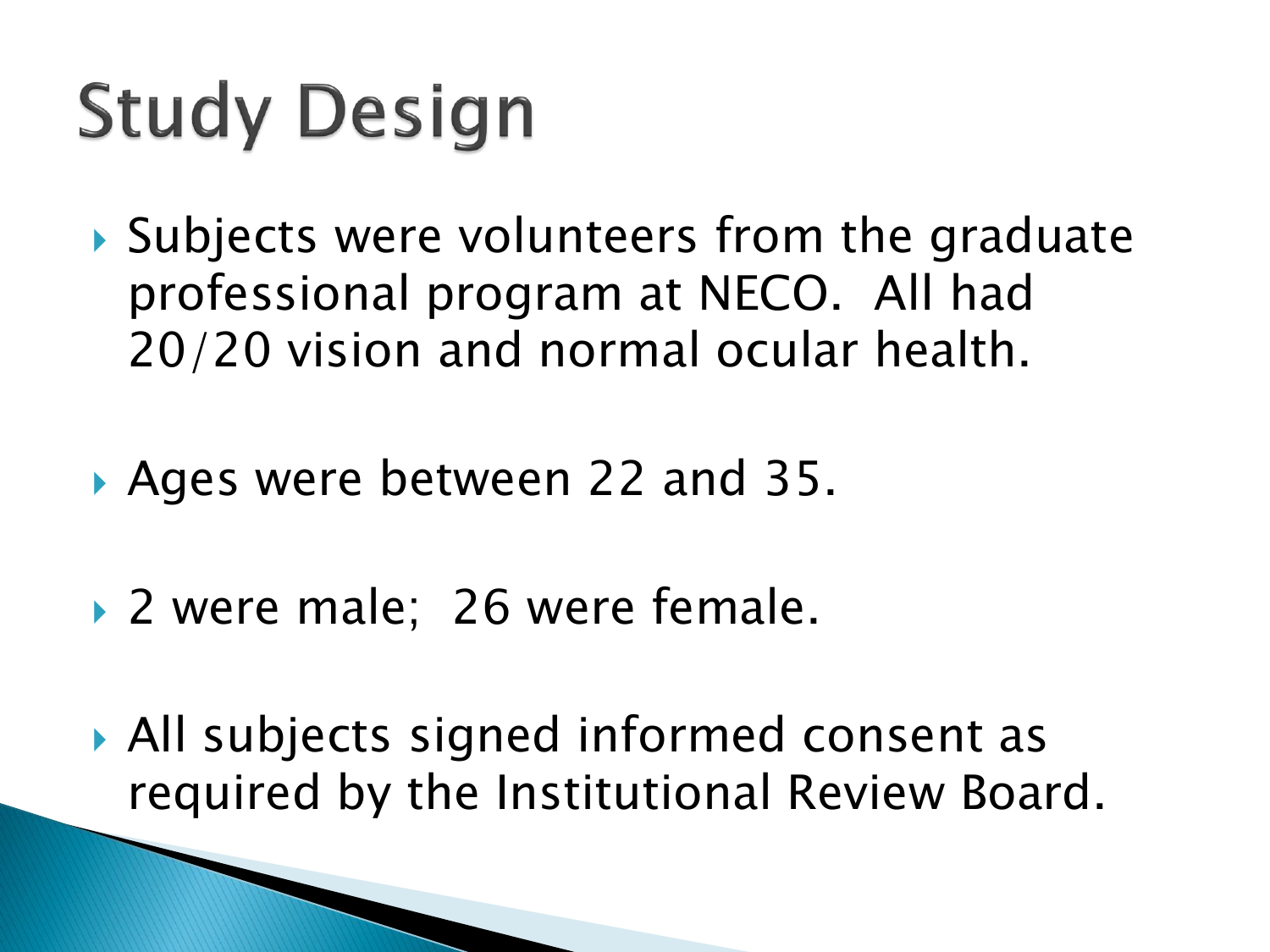# Study Design

- Subjects were volunteers from the graduate professional program at NECO. All had 20/20 vision and normal ocular health.
- Ages were between 22 and 35.
- 2 were male; 26 were female.
- All subjects signed informed consent as required by the Institutional Review Board.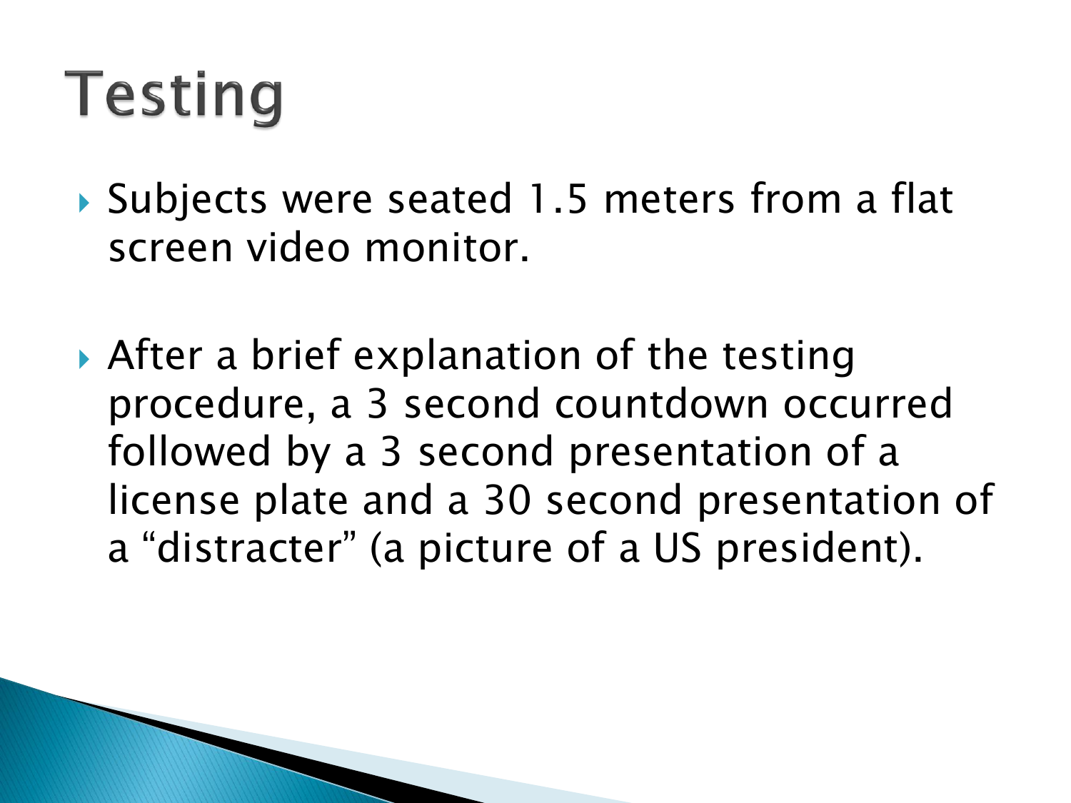# Testing

- Subjects were seated 1.5 meters from a flat screen video monitor.

- After a brief explanation of the testing procedure, a 3 second countdown occurred followed by a 3 second presentation of a license plate and a 30 second presentation of a “distracter” (a picture of a US president).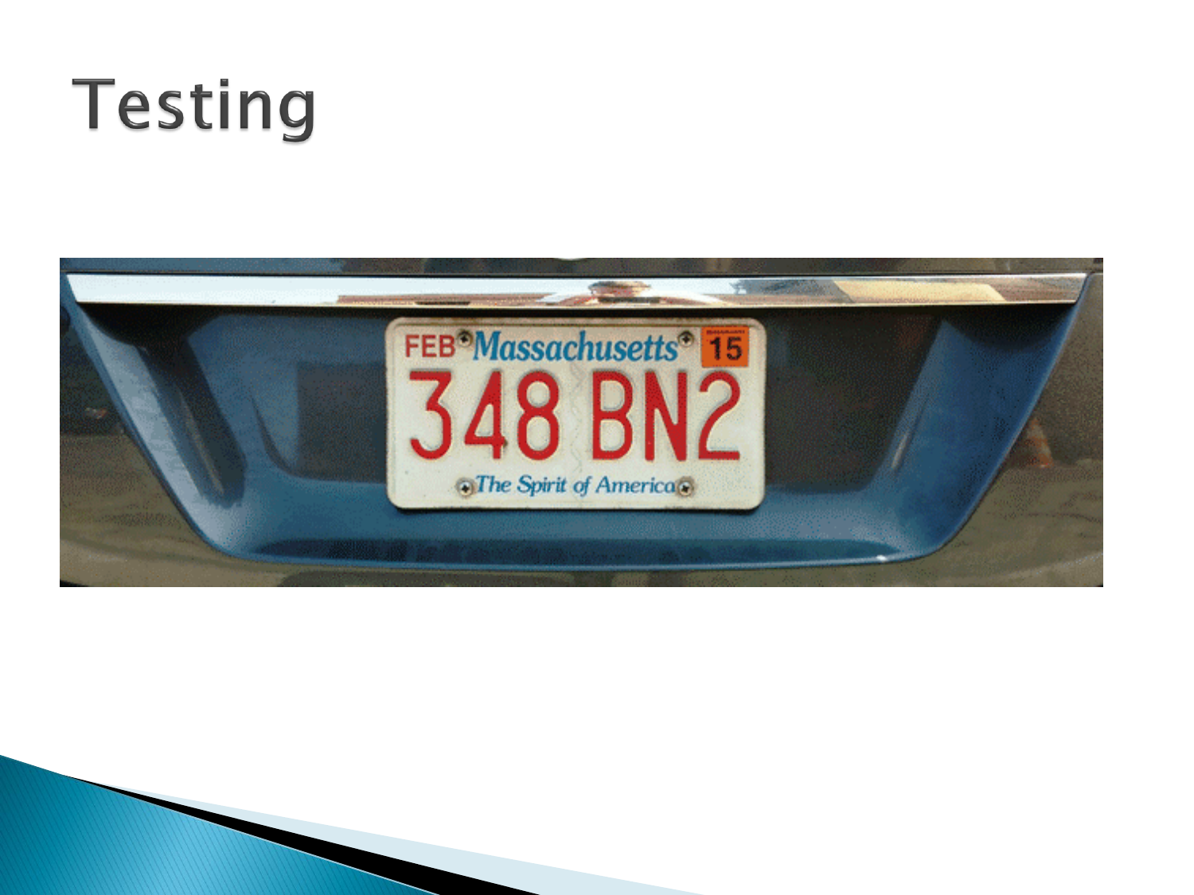# Testing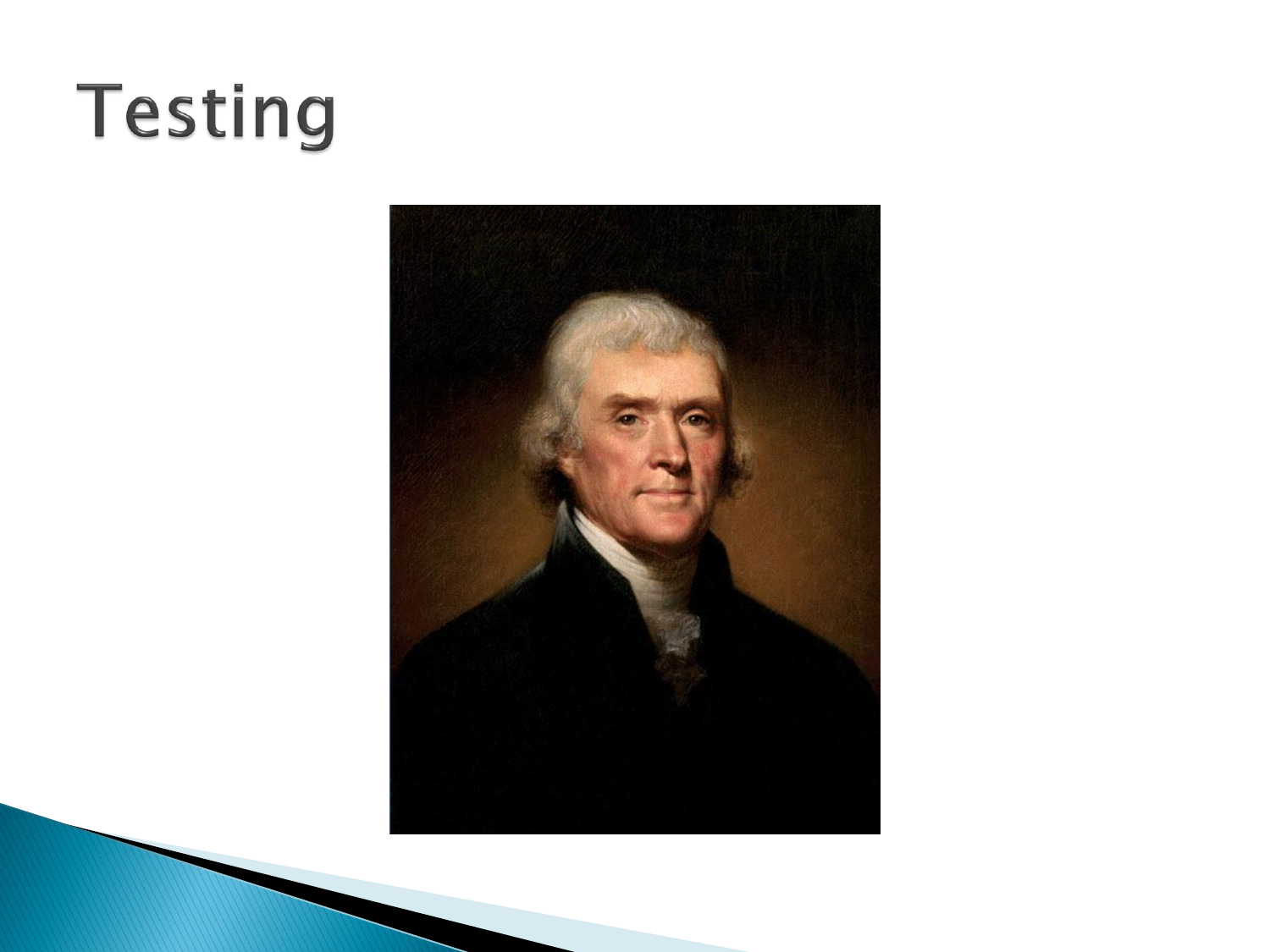# Testing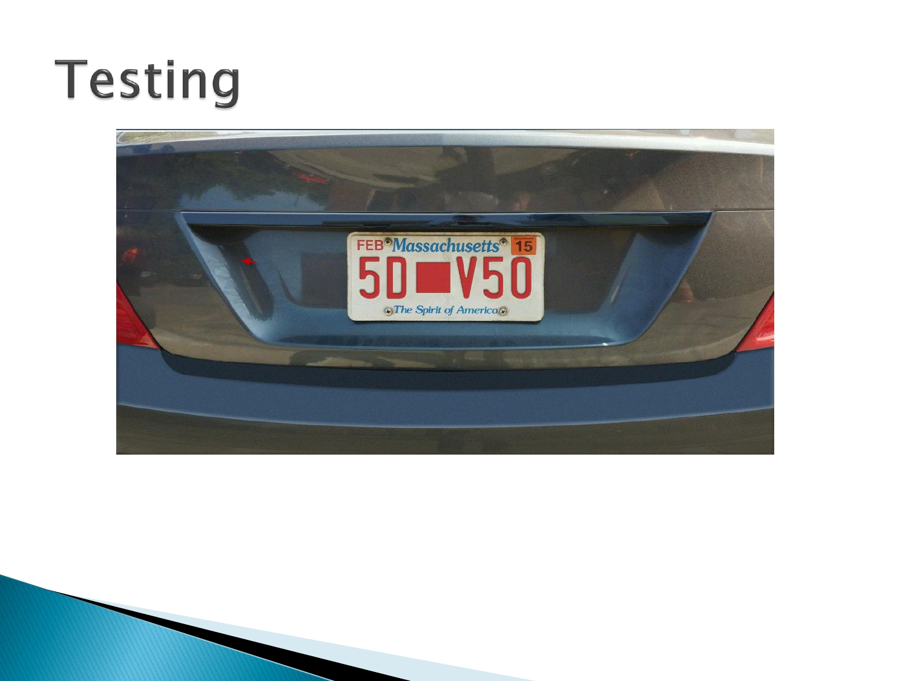# Testing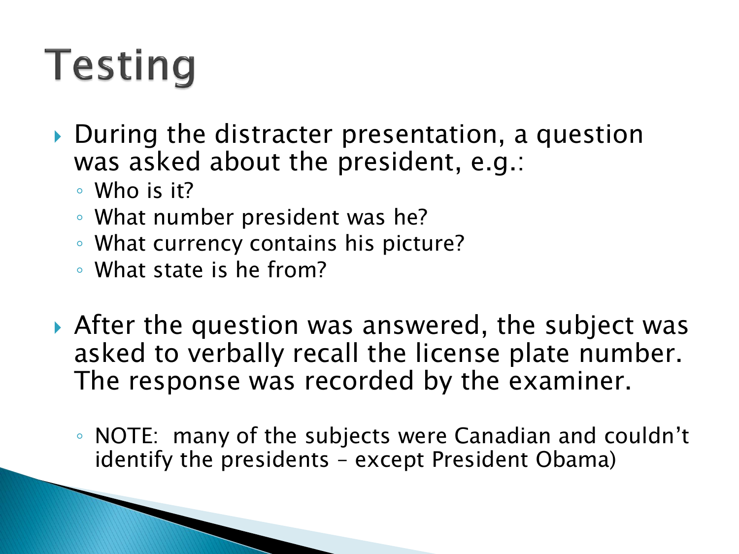# Testing

- During the distracter presentation, a question was asked about the president, e.g.:
  - Who is it?
  - What number president was he?
  - What currency contains his picture?
  - What state is he from?

- After the question was answered, the subject was asked to verbally recall the license plate number. The response was recorded by the examiner.
  - NOTE: many of the subjects were Canadian and couldn't identify the presidents – except President Obama)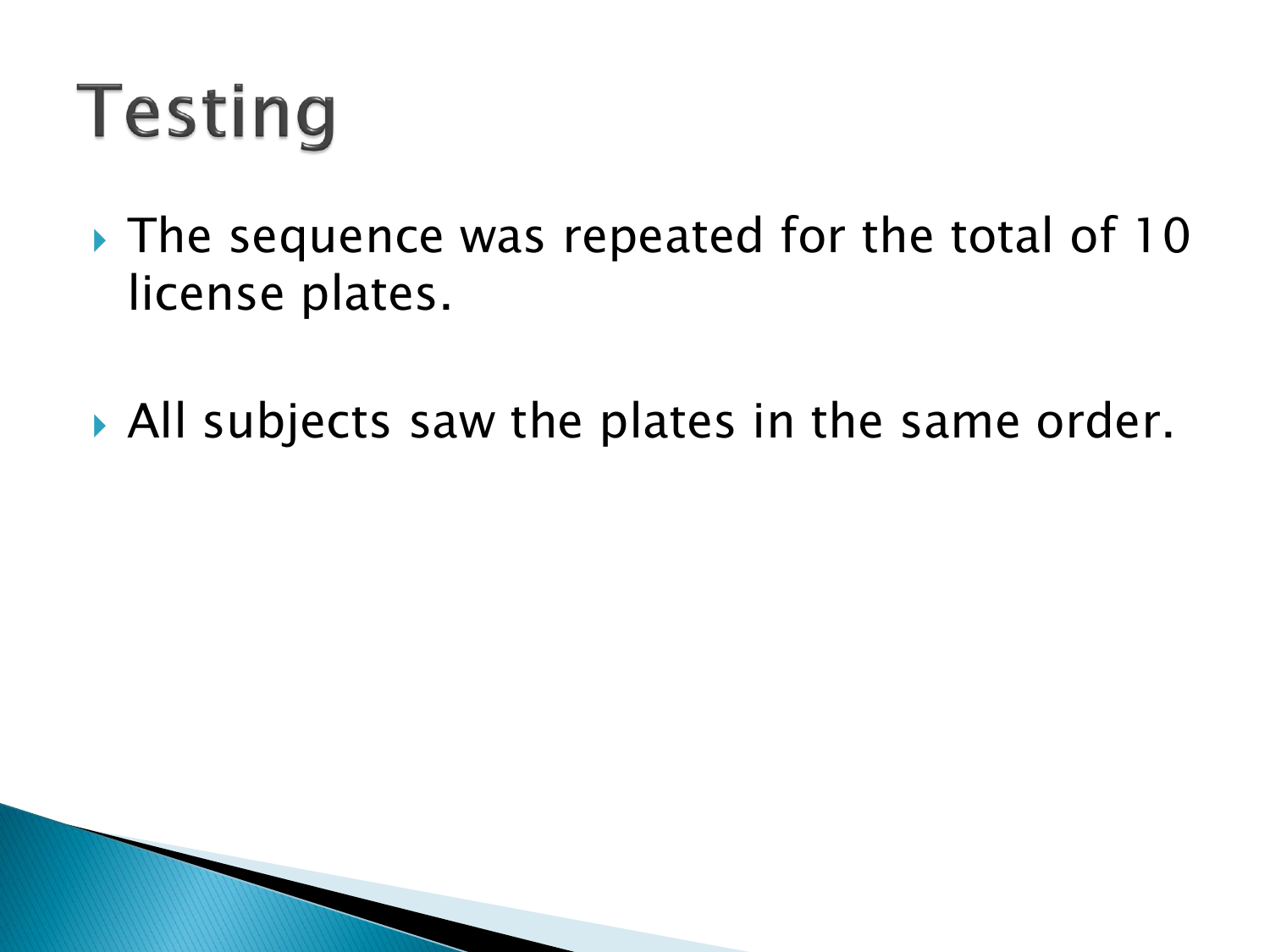# Testing

- The sequence was repeated for the total of 10 license plates.
- All subjects saw the plates in the same order.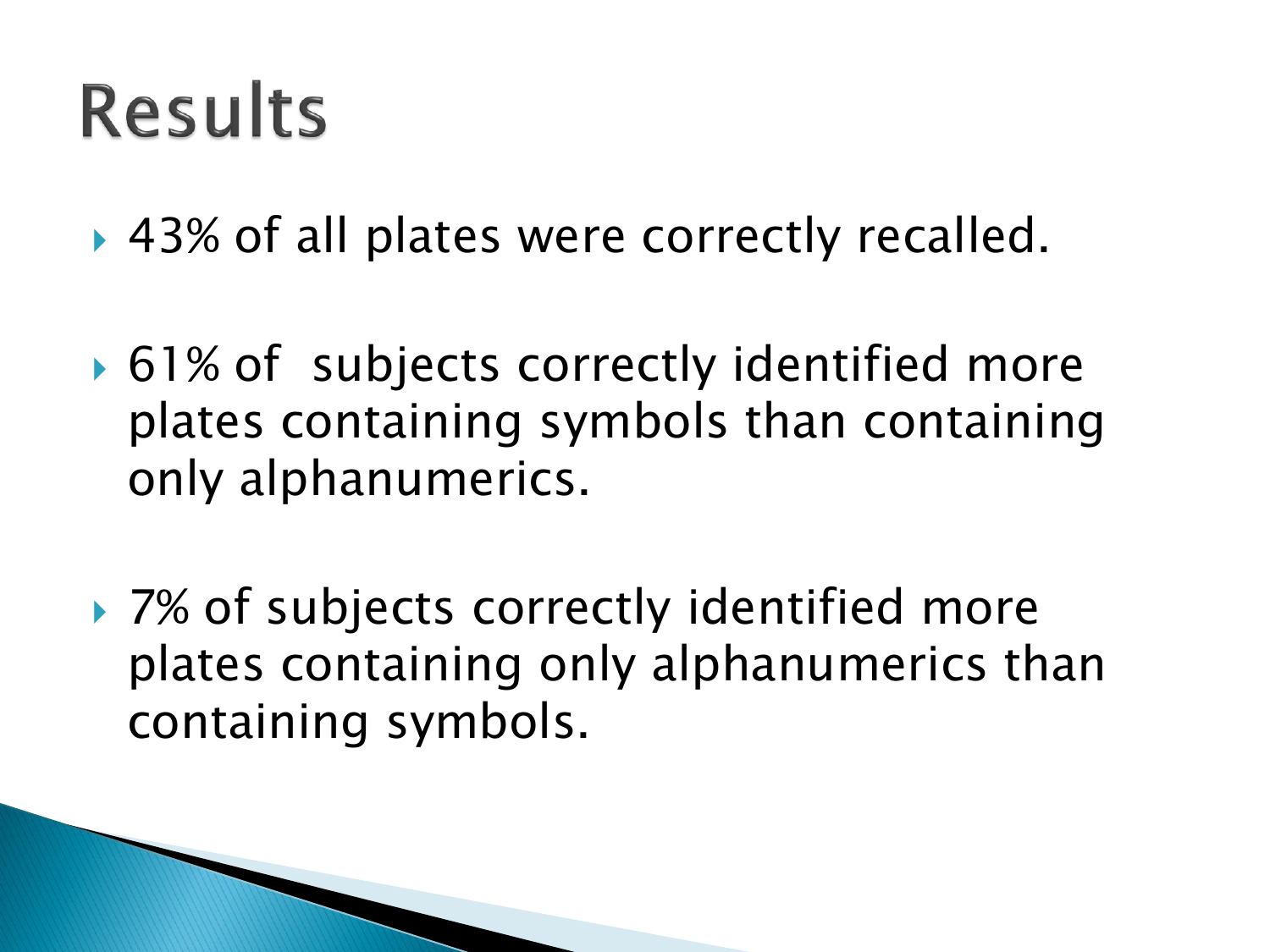# Results

- 43% of all plates were correctly recalled.
- 61% of subjects correctly identified more plates containing symbols than containing only alphanumerics.
- 7% of subjects correctly identified more plates containing only alphanumerics than containing symbols.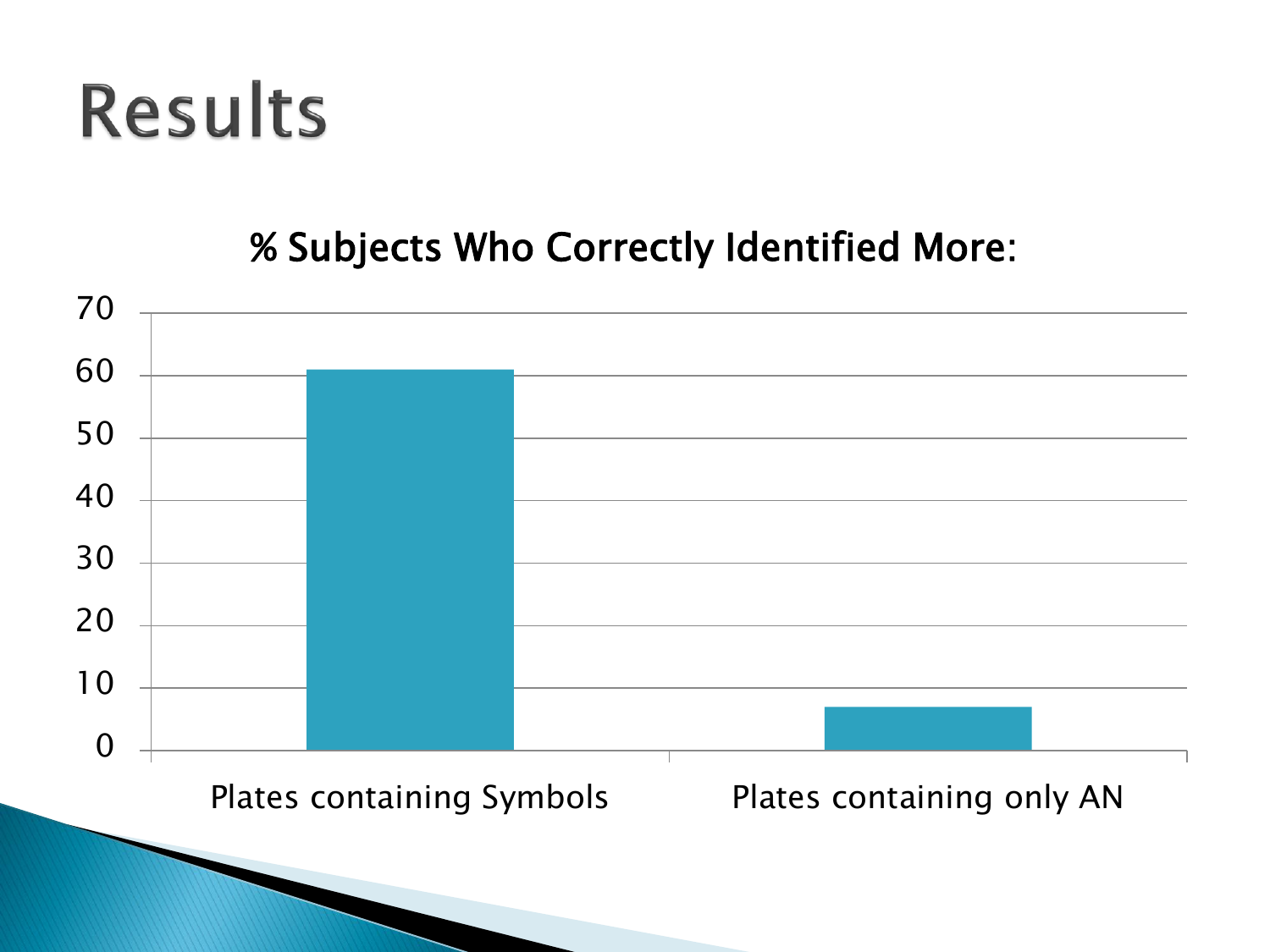# Results

**% Subjects Who Correctly Identified More:**

| | % Subjects |
|---|---|
| Plates containing Symbols | ~61 |
| Plates containing only AN | ~7 |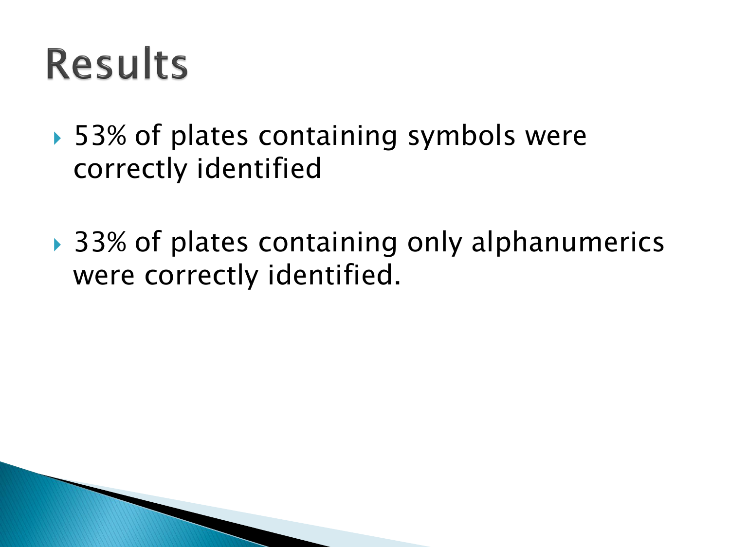# Results

- 53% of plates containing symbols were correctly identified

- 33% of plates containing only alphanumerics were correctly identified.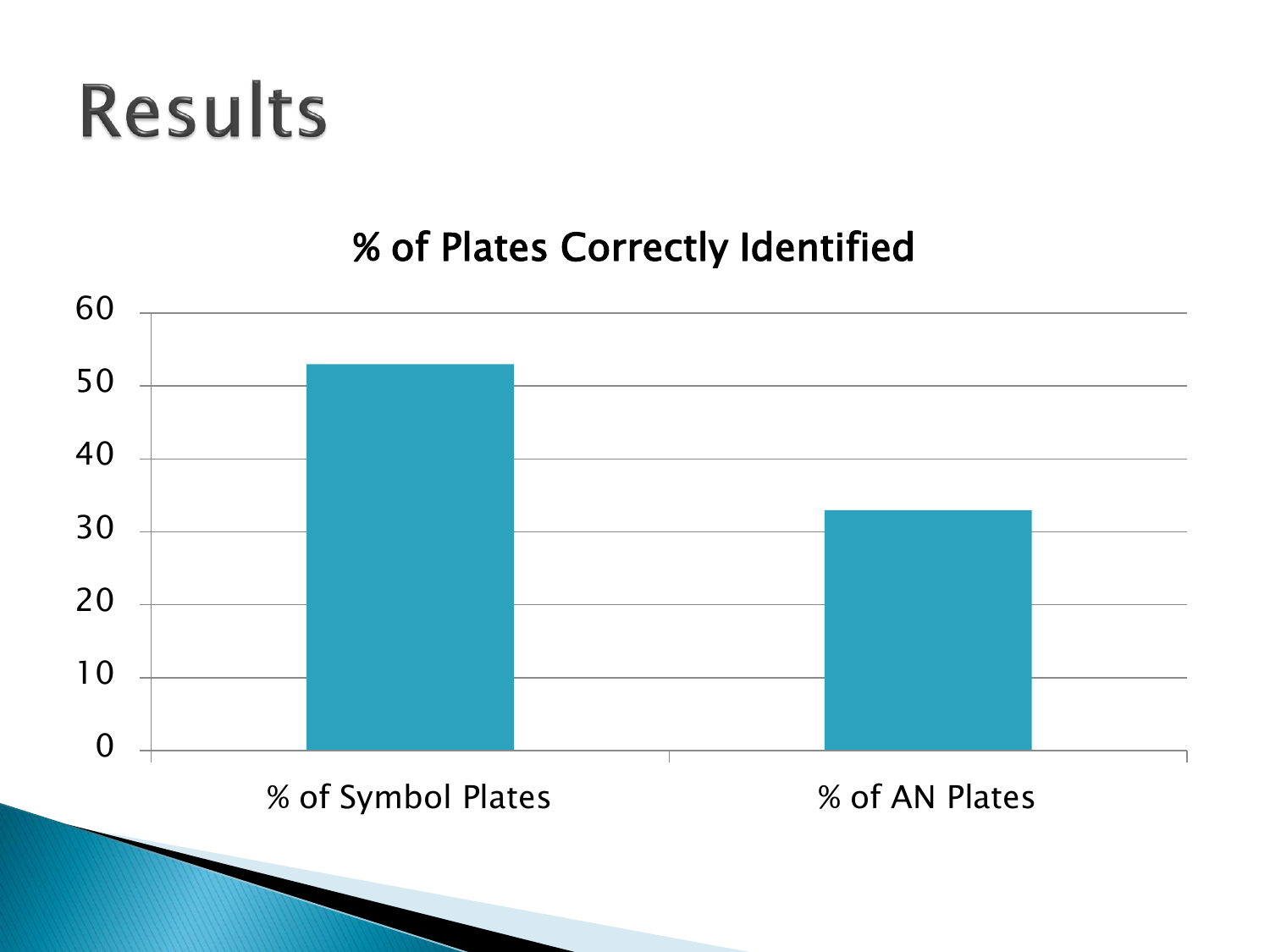# Results

**% of Plates Correctly Identified**

| | % of Symbol Plates | % of AN Plates |
|---|---|---|
| Value | ~53 | ~33 |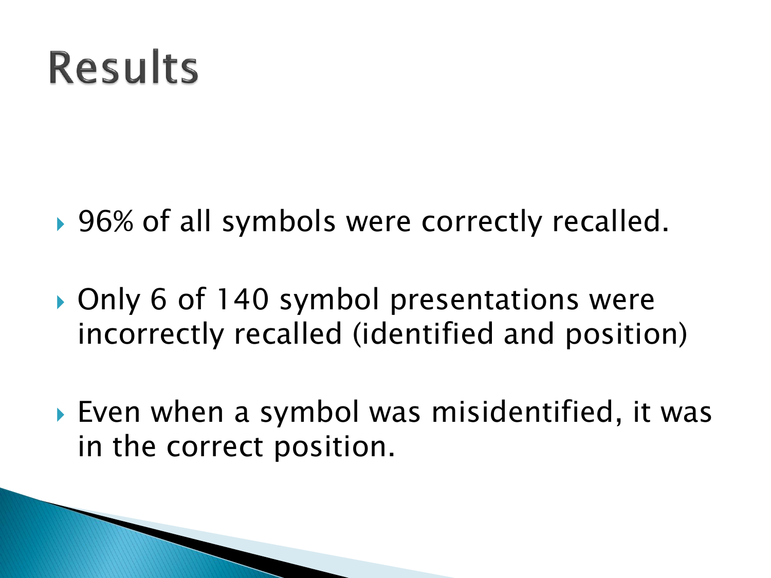# Results

- 96% of all symbols were correctly recalled.
- Only 6 of 140 symbol presentations were incorrectly recalled (identified and position)
- Even when a symbol was misidentified, it was in the correct position.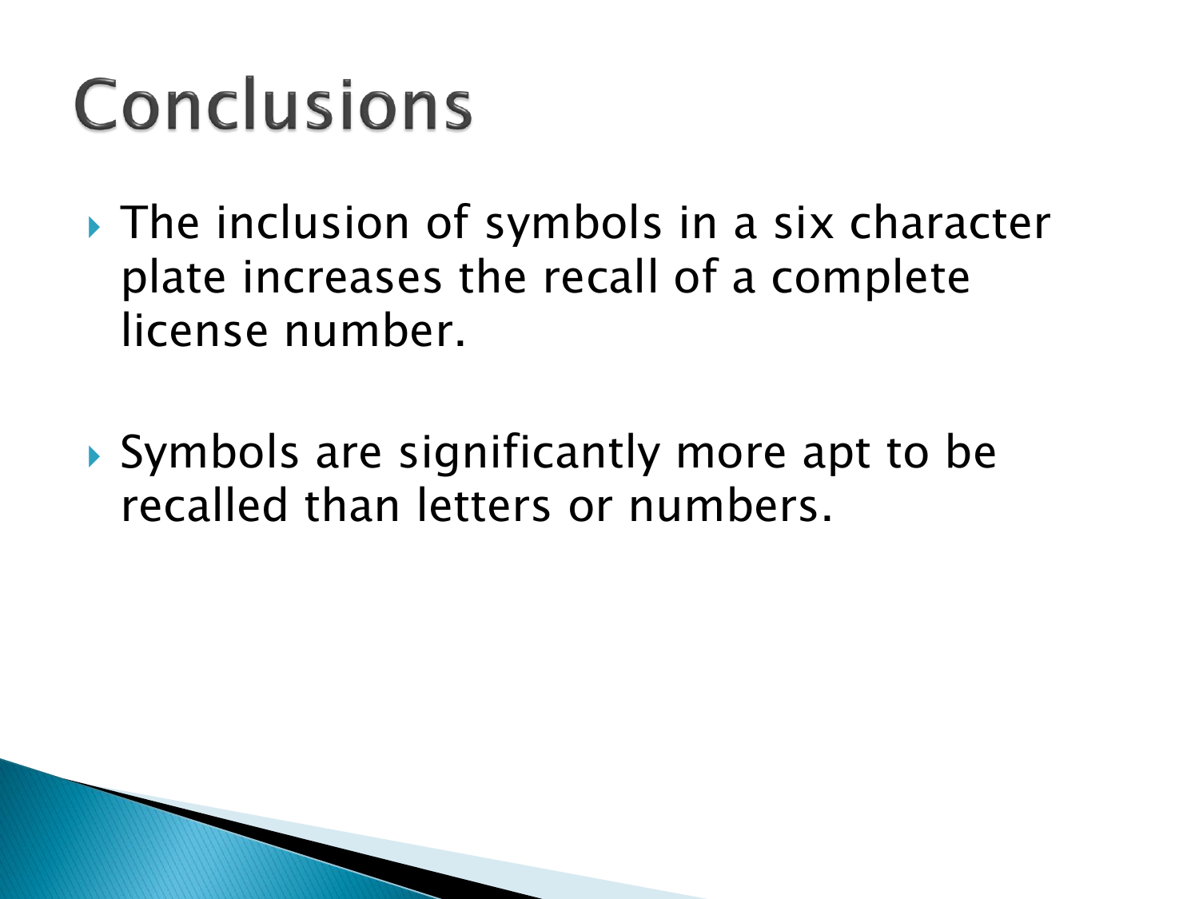# Conclusions

- The inclusion of symbols in a six character plate increases the recall of a complete license number.
- Symbols are significantly more apt to be recalled than letters or numbers.